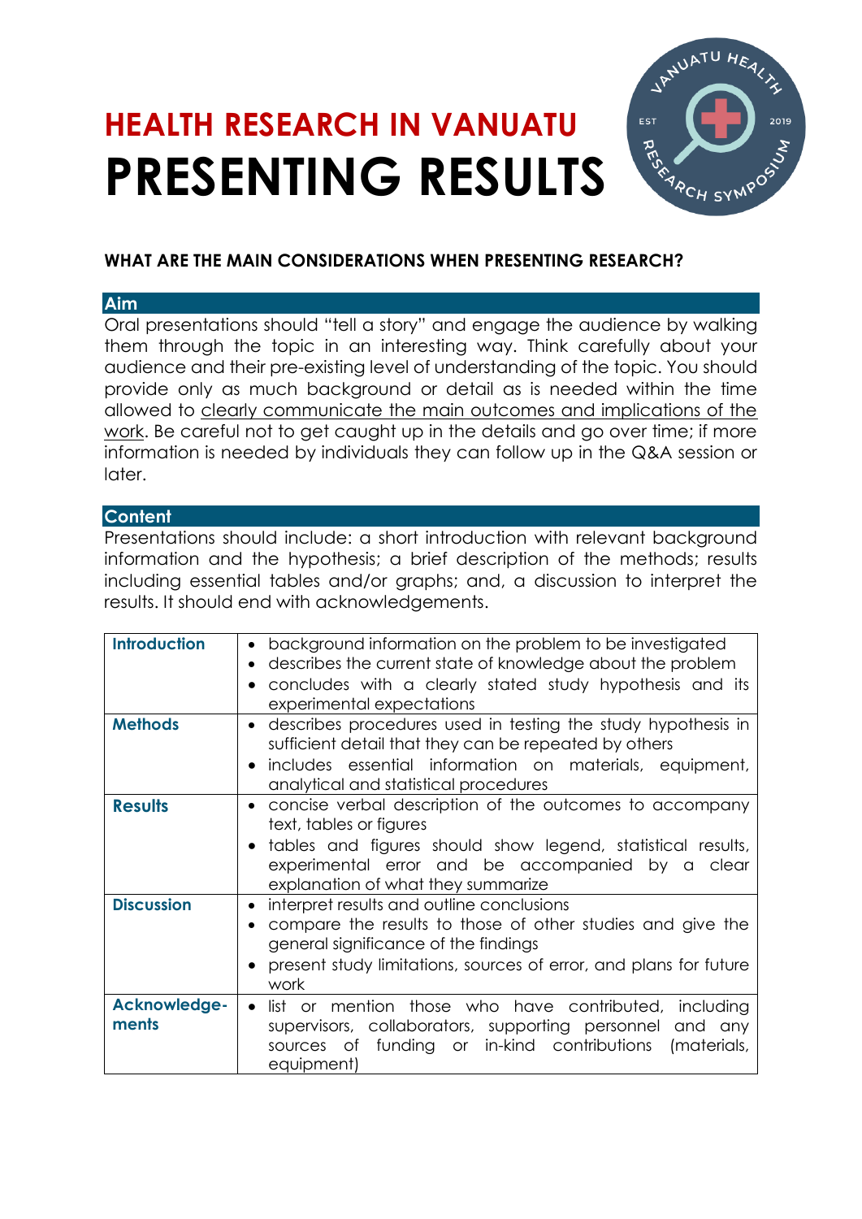# HEALTH RESEARCH IN VANUATU

# PRESENTING RESULTS

### WHAT ARE THE MAIN CONSIDERATIONS WHEN PRESENTING RESEARCH?

## Aim

Oral presentations should "tell a story" and engage the audience by walking them through the topic in an interesting way. Think carefully about your audience and their pre-existing level of understanding of the topic. You should provide only as much background or detail as is needed within the time allowed to clearly communicate the main outcomes and implications of the work. Be careful not to get caught up in the details and go over time; if more information is needed by individuals they can follow up in the Q&A session or later.

## Content

Presentations should include: a short introduction with relevant background information and the hypothesis; a brief description of the methods; results including essential tables and/or graphs; and, a discussion to interpret the results. It should end with acknowledgements.

| | |
|---|---|
| **Introduction** | • background information on the problem to be investigated<br>• describes the current state of knowledge about the problem<br>• concludes with a clearly stated study hypothesis and its experimental expectations |
| **Methods** | • describes procedures used in testing the study hypothesis in sufficient detail that they can be repeated by others<br>• includes essential information on materials, equipment, analytical and statistical procedures |
| **Results** | • concise verbal description of the outcomes to accompany text, tables or figures<br>• tables and figures should show legend, statistical results, experimental error and be accompanied by a clear explanation of what they summarize |
| **Discussion** | • interpret results and outline conclusions<br>• compare the results to those of other studies and give the general significance of the findings<br>• present study limitations, sources of error, and plans for future work |
| **Acknowledge-ments** | • list or mention those who have contributed, including supervisors, collaborators, supporting personnel and any sources of funding or in-kind contributions (materials, equipment) |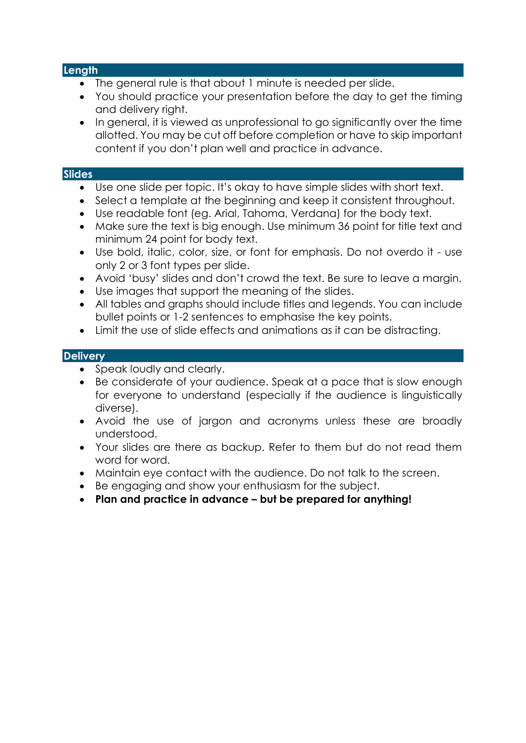## Length

- The general rule is that about 1 minute is needed per slide.
- You should practice your presentation before the day to get the timing and delivery right.
- In general, it is viewed as unprofessional to go significantly over the time allotted. You may be cut off before completion or have to skip important content if you don't plan well and practice in advance.

## Slides

- Use one slide per topic. It's okay to have simple slides with short text.
- Select a template at the beginning and keep it consistent throughout.
- Use readable font (eg. Arial, Tahoma, Verdana) for the body text.
- Make sure the text is big enough. Use minimum 36 point for title text and minimum 24 point for body text.
- Use bold, italic, color, size, or font for emphasis. Do not overdo it - use only 2 or 3 font types per slide.
- Avoid 'busy' slides and don't crowd the text. Be sure to leave a margin.
- Use images that support the meaning of the slides.
- All tables and graphs should include titles and legends. You can include bullet points or 1-2 sentences to emphasise the key points.
- Limit the use of slide effects and animations as it can be distracting.

## Delivery

- Speak loudly and clearly.
- Be considerate of your audience. Speak at a pace that is slow enough for everyone to understand (especially if the audience is linguistically diverse).
- Avoid the use of jargon and acronyms unless these are broadly understood.
- Your slides are there as backup. Refer to them but do not read them word for word.
- Maintain eye contact with the audience. Do not talk to the screen.
- Be engaging and show your enthusiasm for the subject.
- **Plan and practice in advance – but be prepared for anything!**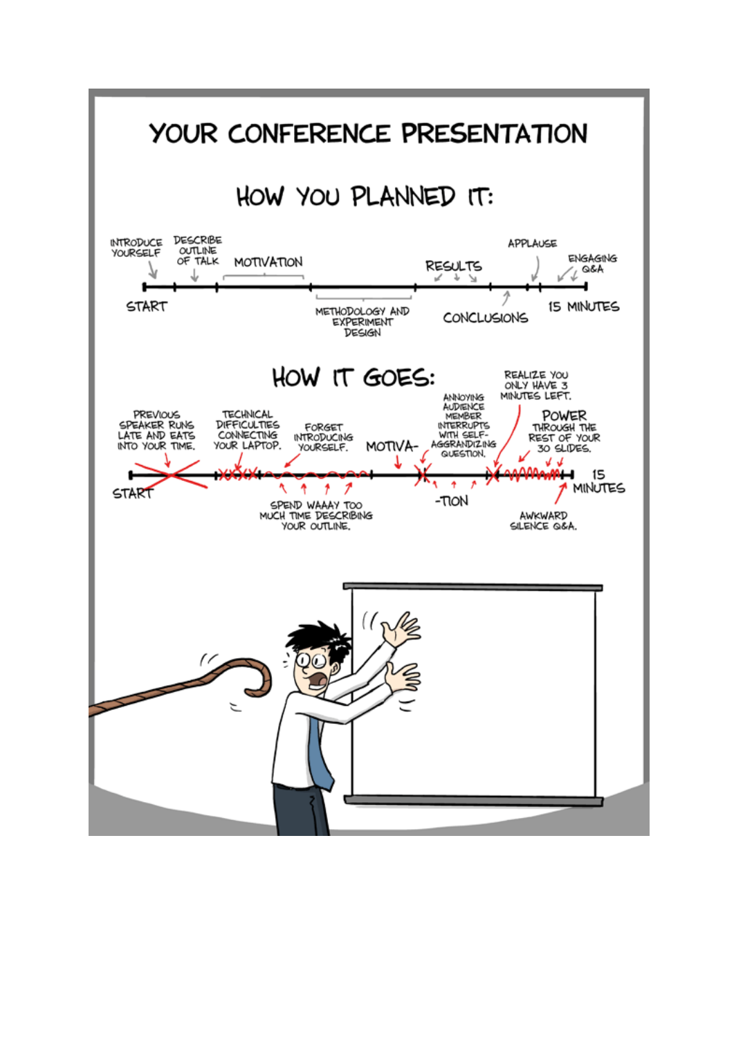# YOUR CONFERENCE PRESENTATION

## HOW YOU PLANNED IT:

INTRODUCE YOURSELF

DESCRIBE OUTLINE OF TALK

MOTIVATION

METHODOLOGY AND EXPERIMENT DESIGN

RESULTS

CONCLUSIONS

APPLAUSE

ENGAGING Q&A

START

15 MINUTES

## HOW IT GOES:

PREVIOUS SPEAKER RUNS LATE AND EATS INTO YOUR TIME.

TECHNICAL DIFFICULTIES CONNECTING YOUR LAPTOP.

FORGET INTRODUCING YOURSELF.

SPEND WAAAY TOO MUCH TIME DESCRIBING YOUR OUTLINE.

MOTIVA-

-TION

ANNOYING AUDIENCE MEMBER INTERRUPTS WITH SELF-AGGRANDIZING QUESTION.

REALIZE YOU ONLY HAVE 3 MINUTES LEFT.

POWER THROUGH THE REST OF YOUR 30 SLIDES.

AWKWARD SILENCE Q&A.

START

15 MINUTES